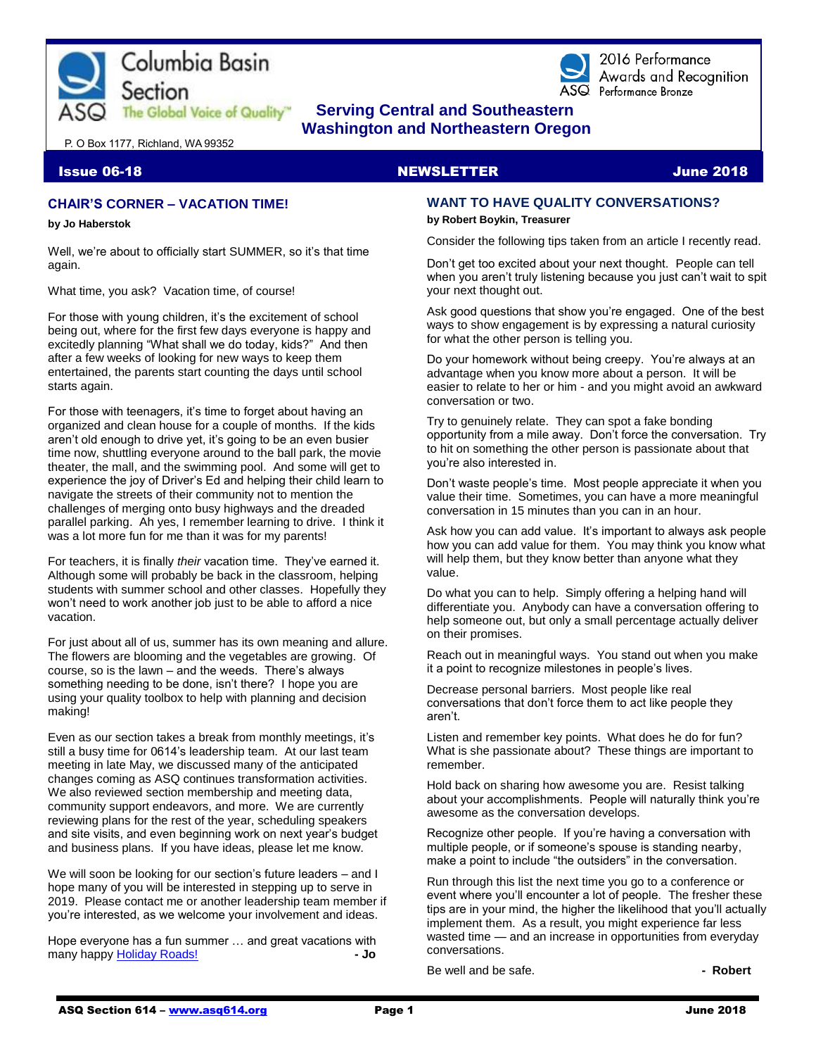Columbia Basin Section

ASQ The Global Voice of Quality™

2016 Performance Awards and Recognition
ASQ Performance Bronze

**Serving Central and Southeastern Washington and Northeastern Oregon**

P. O Box 1177, Richland, WA 99352

**Issue 06-18** **NEWSLETTER** **June 2018**

## CHAIR'S CORNER – VACATION TIME!

**by Jo Haberstok**

Well, we're about to officially start SUMMER, so it's that time again.

What time, you ask? Vacation time, of course!

For those with young children, it's the excitement of school being out, where for the first few days everyone is happy and excitedly planning "What shall we do today, kids?" And then after a few weeks of looking for new ways to keep them entertained, the parents start counting the days until school starts again.

For those with teenagers, it's time to forget about having an organized and clean house for a couple of months. If the kids aren't old enough to drive yet, it's going to be an even busier time now, shuttling everyone around to the ball park, the movie theater, the mall, and the swimming pool. And some will get to experience the joy of Driver's Ed and helping their child learn to navigate the streets of their community not to mention the challenges of merging onto busy highways and the dreaded parallel parking. Ah yes, I remember learning to drive. I think it was a lot more fun for me than it was for my parents!

For teachers, it is finally *their* vacation time. They've earned it. Although some will probably be back in the classroom, helping students with summer school and other classes. Hopefully they won't need to work another job just to be able to afford a nice vacation.

For just about all of us, summer has its own meaning and allure. The flowers are blooming and the vegetables are growing. Of course, so is the lawn – and the weeds. There's always something needing to be done, isn't there? I hope you are using your quality toolbox to help with planning and decision making!

Even as our section takes a break from monthly meetings, it's still a busy time for 0614's leadership team. At our last team meeting in late May, we discussed many of the anticipated changes coming as ASQ continues transformation activities. We also reviewed section membership and meeting data, community support endeavors, and more. We are currently reviewing plans for the rest of the year, scheduling speakers and site visits, and even beginning work on next year's budget and business plans. If you have ideas, please let me know.

We will soon be looking for our section's future leaders – and I hope many of you will be interested in stepping up to serve in 2019. Please contact me or another leadership team member if you're interested, as we welcome your involvement and ideas.

Hope everyone has a fun summer … and great vacations with many happy Holiday Roads! **- Jo**

## WANT TO HAVE QUALITY CONVERSATIONS?

**by Robert Boykin, Treasurer**

Consider the following tips taken from an article I recently read.

Don't get too excited about your next thought. People can tell when you aren't truly listening because you just can't wait to spit your next thought out.

Ask good questions that show you're engaged. One of the best ways to show engagement is by expressing a natural curiosity for what the other person is telling you.

Do your homework without being creepy. You're always at an advantage when you know more about a person. It will be easier to relate to her or him - and you might avoid an awkward conversation or two.

Try to genuinely relate. They can spot a fake bonding opportunity from a mile away. Don't force the conversation. Try to hit on something the other person is passionate about that you're also interested in.

Don't waste people's time. Most people appreciate it when you value their time. Sometimes, you can have a more meaningful conversation in 15 minutes than you can in an hour.

Ask how you can add value. It's important to always ask people how you can add value for them. You may think you know what will help them, but they know better than anyone what they value.

Do what you can to help. Simply offering a helping hand will differentiate you. Anybody can have a conversation offering to help someone out, but only a small percentage actually deliver on their promises.

Reach out in meaningful ways. You stand out when you make it a point to recognize milestones in people's lives.

Decrease personal barriers. Most people like real conversations that don't force them to act like people they aren't.

Listen and remember key points. What does he do for fun? What is she passionate about? These things are important to remember.

Hold back on sharing how awesome you are. Resist talking about your accomplishments. People will naturally think you're awesome as the conversation develops.

Recognize other people. If you're having a conversation with multiple people, or if someone's spouse is standing nearby, make a point to include "the outsiders" in the conversation.

Run through this list the next time you go to a conference or event where you'll encounter a lot of people. The fresher these tips are in your mind, the higher the likelihood that you'll actually implement them. As a result, you might experience far less wasted time — and an increase in opportunities from everyday conversations.

Be well and be safe. **- Robert**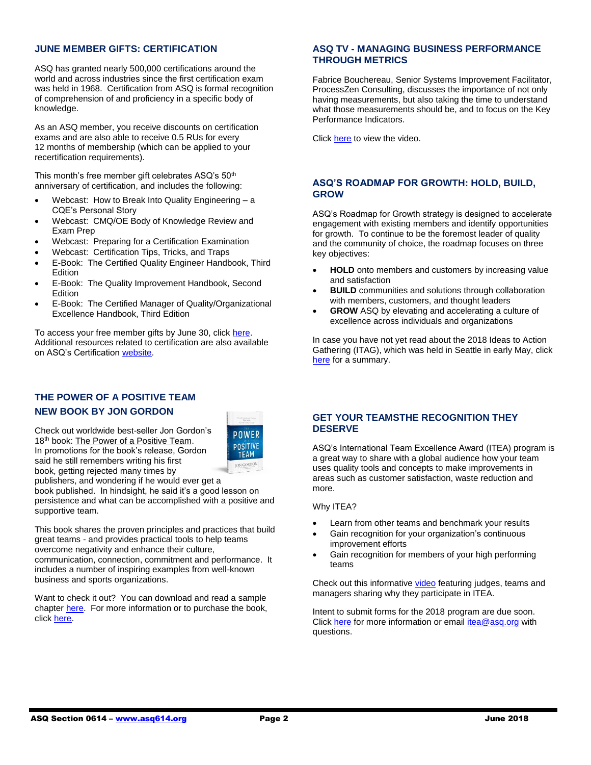## JUNE MEMBER GIFTS: CERTIFICATION

ASQ has granted nearly 500,000 certifications around the world and across industries since the first certification exam was held in 1968. Certification from ASQ is formal recognition of comprehension of and proficiency in a specific body of knowledge.

As an ASQ member, you receive discounts on certification exams and are also able to receive 0.5 RUs for every 12 months of membership (which can be applied to your recertification requirements).

This month's free member gift celebrates ASQ's 50th anniversary of certification, and includes the following:

- Webcast: How to Break Into Quality Engineering – a CQE's Personal Story
- Webcast: CMQ/OE Body of Knowledge Review and Exam Prep
- Webcast: Preparing for a Certification Examination
- Webcast: Certification Tips, Tricks, and Traps
- E-Book: The Certified Quality Engineer Handbook, Third Edition
- E-Book: The Quality Improvement Handbook, Second Edition
- E-Book: The Certified Manager of Quality/Organizational Excellence Handbook, Third Edition

To access your free member gifts by June 30, click here. Additional resources related to certification are also available on ASQ's Certification website.

## THE POWER OF A POSITIVE TEAM NEW BOOK BY JON GORDON

Check out worldwide best-seller Jon Gordon's 18th book: The Power of a Positive Team. In promotions for the book's release, Gordon said he still remembers writing his first book, getting rejected many times by publishers, and wondering if he would ever get a book published. In hindsight, he said it's a good lesson on persistence and what can be accomplished with a positive and supportive team.

This book shares the proven principles and practices that build great teams - and provides practical tools to help teams overcome negativity and enhance their culture, communication, connection, commitment and performance. It includes a number of inspiring examples from well-known business and sports organizations.

Want to check it out? You can download and read a sample chapter here. For more information or to purchase the book, click here.

## ASQ TV - MANAGING BUSINESS PERFORMANCE THROUGH METRICS

Fabrice Bouchereau, Senior Systems Improvement Facilitator, ProcessZen Consulting, discusses the importance of not only having measurements, but also taking the time to understand what those measurements should be, and to focus on the Key Performance Indicators.

Click here to view the video.

## ASQ'S ROADMAP FOR GROWTH: HOLD, BUILD, GROW

ASQ's Roadmap for Growth strategy is designed to accelerate engagement with existing members and identify opportunities for growth. To continue to be the foremost leader of quality and the community of choice, the roadmap focuses on three key objectives:

- **HOLD** onto members and customers by increasing value and satisfaction
- **BUILD** communities and solutions through collaboration with members, customers, and thought leaders
- **GROW** ASQ by elevating and accelerating a culture of excellence across individuals and organizations

In case you have not yet read about the 2018 Ideas to Action Gathering (ITAG), which was held in Seattle in early May, click here for a summary.

## GET YOUR TEAMSTHE RECOGNITION THEY DESERVE

ASQ's International Team Excellence Award (ITEA) program is a great way to share with a global audience how your team uses quality tools and concepts to make improvements in areas such as customer satisfaction, waste reduction and more.

Why ITEA?

- Learn from other teams and benchmark your results
- Gain recognition for your organization's continuous improvement efforts
- Gain recognition for members of your high performing teams

Check out this informative video featuring judges, teams and managers sharing why they participate in ITEA.

Intent to submit forms for the 2018 program are due soon. Click here for more information or email itea@asq.org with questions.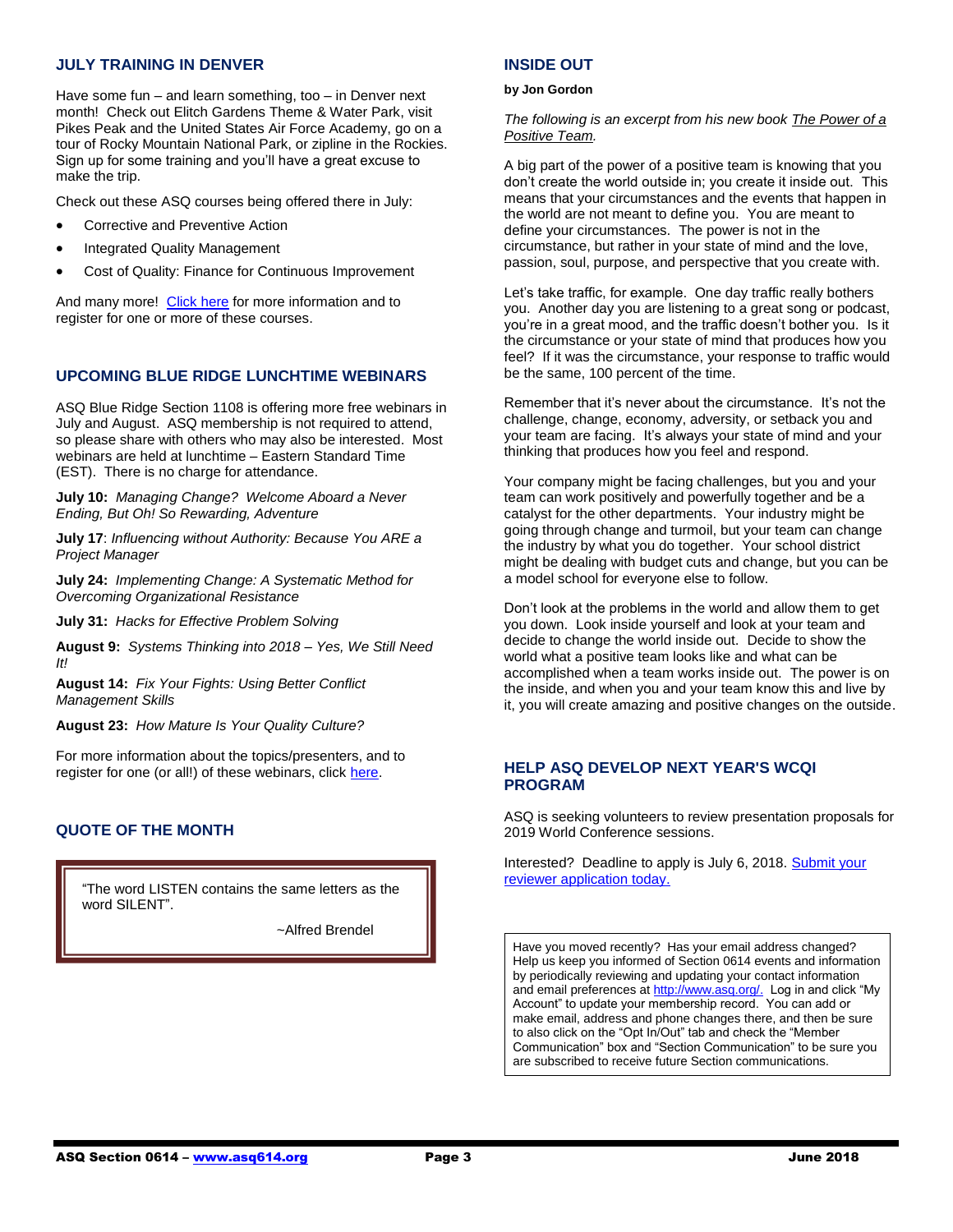## JULY TRAINING IN DENVER

Have some fun – and learn something, too – in Denver next month! Check out Elitch Gardens Theme & Water Park, visit Pikes Peak and the United States Air Force Academy, go on a tour of Rocky Mountain National Park, or zipline in the Rockies. Sign up for some training and you'll have a great excuse to make the trip.

Check out these ASQ courses being offered there in July:

- Corrective and Preventive Action
- Integrated Quality Management
- Cost of Quality: Finance for Continuous Improvement

And many more! Click here for more information and to register for one or more of these courses.

## UPCOMING BLUE RIDGE LUNCHTIME WEBINARS

ASQ Blue Ridge Section 1108 is offering more free webinars in July and August. ASQ membership is not required to attend, so please share with others who may also be interested. Most webinars are held at lunchtime – Eastern Standard Time (EST). There is no charge for attendance.

**July 10:** *Managing Change? Welcome Aboard a Never Ending, But Oh! So Rewarding, Adventure*

**July 17**: *Influencing without Authority: Because You ARE a Project Manager*

**July 24:** *Implementing Change: A Systematic Method for Overcoming Organizational Resistance*

**July 31:** *Hacks for Effective Problem Solving*

**August 9:** *Systems Thinking into 2018 – Yes, We Still Need It!*

**August 14:** *Fix Your Fights: Using Better Conflict Management Skills*

**August 23:** *How Mature Is Your Quality Culture?*

For more information about the topics/presenters, and to register for one (or all!) of these webinars, click here.

## QUOTE OF THE MONTH

> "The word LISTEN contains the same letters as the word SILENT".
>
> ~Alfred Brendel

## INSIDE OUT

**by Jon Gordon**

*The following is an excerpt from his new book The Power of a Positive Team.*

A big part of the power of a positive team is knowing that you don't create the world outside in; you create it inside out. This means that your circumstances and the events that happen in the world are not meant to define you. You are meant to define your circumstances. The power is not in the circumstance, but rather in your state of mind and the love, passion, soul, purpose, and perspective that you create with.

Let's take traffic, for example. One day traffic really bothers you. Another day you are listening to a great song or podcast, you're in a great mood, and the traffic doesn't bother you. Is it the circumstance or your state of mind that produces how you feel? If it was the circumstance, your response to traffic would be the same, 100 percent of the time.

Remember that it's never about the circumstance. It's not the challenge, change, economy, adversity, or setback you and your team are facing. It's always your state of mind and your thinking that produces how you feel and respond.

Your company might be facing challenges, but you and your team can work positively and powerfully together and be a catalyst for the other departments. Your industry might be going through change and turmoil, but your team can change the industry by what you do together. Your school district might be dealing with budget cuts and change, but you can be a model school for everyone else to follow.

Don't look at the problems in the world and allow them to get you down. Look inside yourself and look at your team and decide to change the world inside out. Decide to show the world what a positive team looks like and what can be accomplished when a team works inside out. The power is on the inside, and when you and your team know this and live by it, you will create amazing and positive changes on the outside.

## HELP ASQ DEVELOP NEXT YEAR'S WCQI PROGRAM

ASQ is seeking volunteers to review presentation proposals for 2019 World Conference sessions.

Interested? Deadline to apply is July 6, 2018. Submit your reviewer application today.

Have you moved recently? Has your email address changed? Help us keep you informed of Section 0614 events and information by periodically reviewing and updating your contact information and email preferences at http://www.asq.org/. Log in and click "My Account" to update your membership record. You can add or make email, address and phone changes there, and then be sure to also click on the "Opt In/Out" tab and check the "Member Communication" box and "Section Communication" to be sure you are subscribed to receive future Section communications.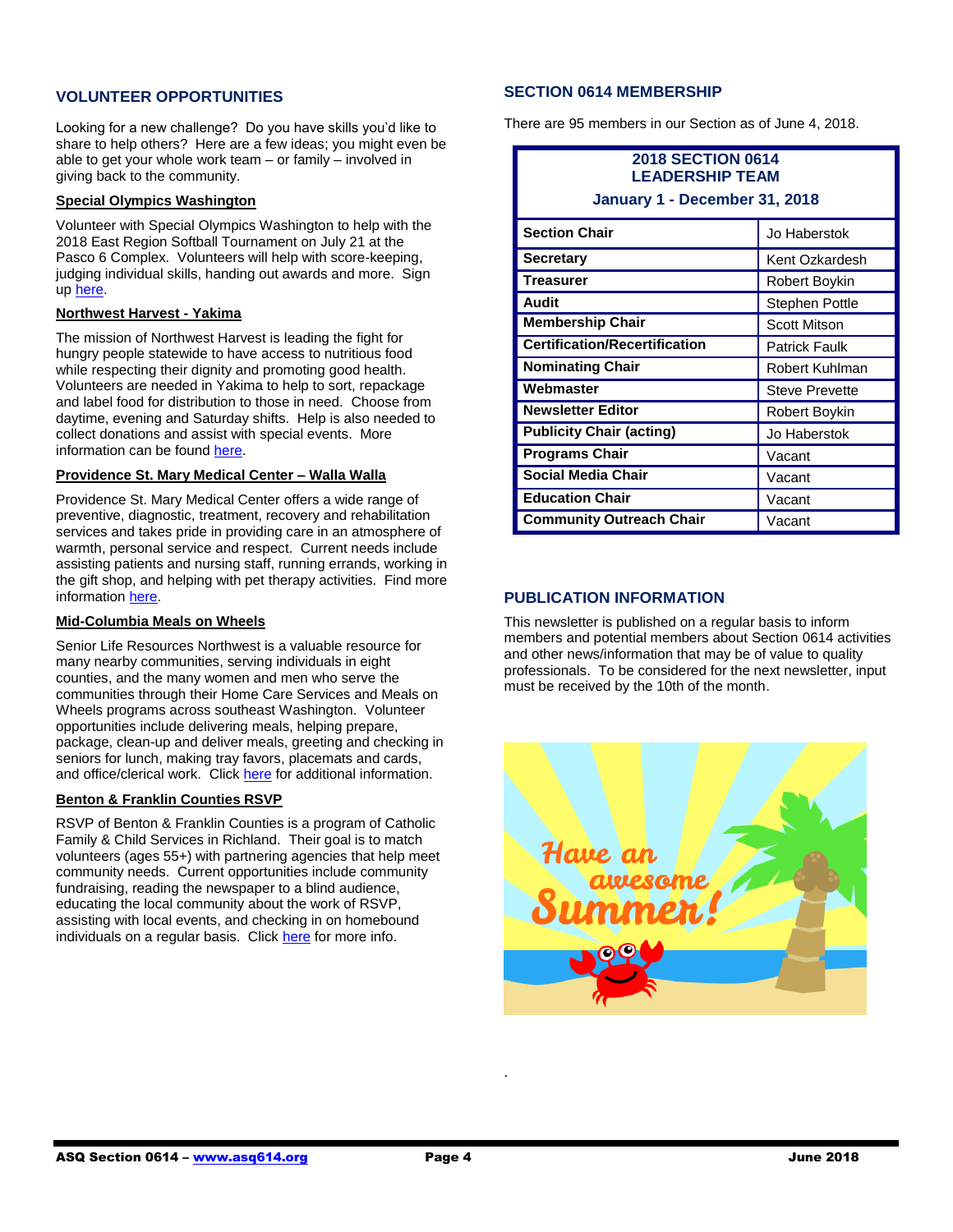## VOLUNTEER OPPORTUNITIES

Looking for a new challenge? Do you have skills you'd like to share to help others? Here are a few ideas; you might even be able to get your whole work team – or family – involved in giving back to the community.

**Special Olympics Washington**

Volunteer with Special Olympics Washington to help with the 2018 East Region Softball Tournament on July 21 at the Pasco 6 Complex. Volunteers will help with score-keeping, judging individual skills, handing out awards and more. Sign up here.

**Northwest Harvest - Yakima**

The mission of Northwest Harvest is leading the fight for hungry people statewide to have access to nutritious food while respecting their dignity and promoting good health. Volunteers are needed in Yakima to help to sort, repackage and label food for distribution to those in need. Choose from daytime, evening and Saturday shifts. Help is also needed to collect donations and assist with special events. More information can be found here.

**Providence St. Mary Medical Center – Walla Walla**

Providence St. Mary Medical Center offers a wide range of preventive, diagnostic, treatment, recovery and rehabilitation services and takes pride in providing care in an atmosphere of warmth, personal service and respect. Current needs include assisting patients and nursing staff, running errands, working in the gift shop, and helping with pet therapy activities. Find more information here.

**Mid-Columbia Meals on Wheels**

Senior Life Resources Northwest is a valuable resource for many nearby communities, serving individuals in eight counties, and the many women and men who serve the communities through their Home Care Services and Meals on Wheels programs across southeast Washington. Volunteer opportunities include delivering meals, helping prepare, package, clean-up and deliver meals, greeting and checking in seniors for lunch, making tray favors, placemats and cards, and office/clerical work. Click here for additional information.

**Benton & Franklin Counties RSVP**

RSVP of Benton & Franklin Counties is a program of Catholic Family & Child Services in Richland. Their goal is to match volunteers (ages 55+) with partnering agencies that help meet community needs. Current opportunities include community fundraising, reading the newspaper to a blind audience, educating the local community about the work of RSVP, assisting with local events, and checking in on homebound individuals on a regular basis. Click here for more info.

## SECTION 0614 MEMBERSHIP

There are 95 members in our Section as of June 4, 2018.

**2018 SECTION 0614 LEADERSHIP TEAM**
**January 1 - December 31, 2018**

| | |
|---|---|
| **Section Chair** | Jo Haberstok |
| **Secretary** | Kent Ozkardesh |
| **Treasurer** | Robert Boykin |
| **Audit** | Stephen Pottle |
| **Membership Chair** | Scott Mitson |
| **Certification/Recertification** | Patrick Faulk |
| **Nominating Chair** | Robert Kuhlman |
| **Webmaster** | Steve Prevette |
| **Newsletter Editor** | Robert Boykin |
| **Publicity Chair (acting)** | Jo Haberstok |
| **Programs Chair** | Vacant |
| **Social Media Chair** | Vacant |
| **Education Chair** | Vacant |
| **Community Outreach Chair** | Vacant |

## PUBLICATION INFORMATION

This newsletter is published on a regular basis to inform members and potential members about Section 0614 activities and other news/information that may be of value to quality professionals. To be considered for the next newsletter, input must be received by the 10th of the month.

Have an awesome Summer!